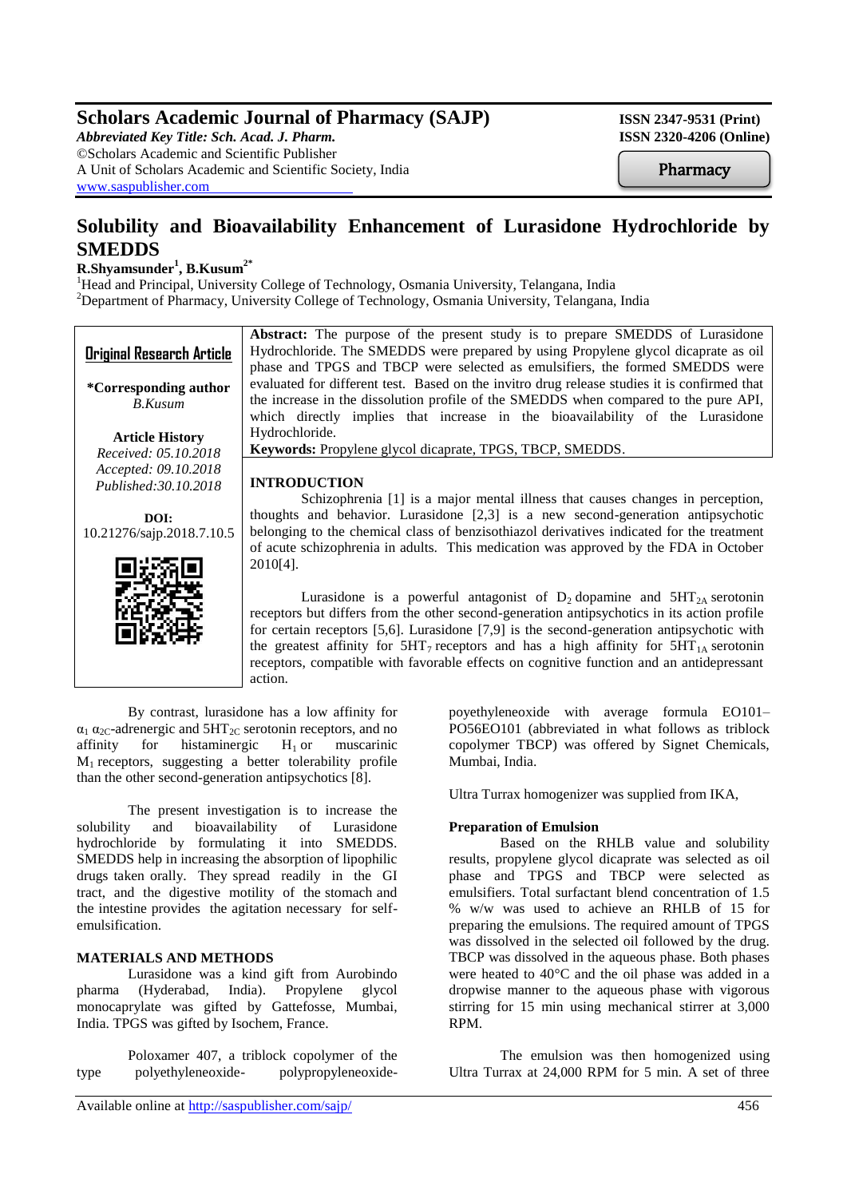# Scholars Academic Journal of Pharmacy (SAJP)

*Abbreviated Key Title: Sch. Acad. J. Pharm.*
©Scholars Academic and Scientific Publisher
A Unit of Scholars Academic and Scientific Society, India
www.saspublisher.com

**ISSN 2347-9531 (Print)**
**ISSN 2320-4206 (Online)**

Pharmacy

# Solubility and Bioavailability Enhancement of Lurasidone Hydrochloride by SMEDDS

**R.Shyamsunder[1], B.Kusum[2*]**

[1]Head and Principal, University College of Technology, Osmania University, Telangana, India
[2]Department of Pharmacy, University College of Technology, Osmania University, Telangana, India

**Original Research Article**

**\*Corresponding author**
*B.Kusum*

**Article History**
*Received: 05.10.2018*
*Accepted: 09.10.2018*
*Published:30.10.2018*

**DOI:**
10.21276/sajp.2018.7.10.5

**Abstract:** The purpose of the present study is to prepare SMEDDS of Lurasidone Hydrochloride. The SMEDDS were prepared by using Propylene glycol dicaprate as oil phase and TPGS and TBCP were selected as emulsifiers, the formed SMEDDS were evaluated for different test. Based on the invitro drug release studies it is confirmed that the increase in the dissolution profile of the SMEDDS when compared to the pure API, which directly implies that increase in the bioavailability of the Lurasidone Hydrochloride.

**Keywords:** Propylene glycol dicaprate, TPGS, TBCP, SMEDDS.

## INTRODUCTION

Schizophrenia [1] is a major mental illness that causes changes in perception, thoughts and behavior. Lurasidone [2,3] is a new second-generation antipsychotic belonging to the chemical class of benzisothiazol derivatives indicated for the treatment of acute schizophrenia in adults. This medication was approved by the FDA in October 2010[4].

Lurasidone is a powerful antagonist of $D_2$ dopamine and $5HT_{2A}$ serotonin receptors but differs from the other second-generation antipsychotics in its action profile for certain receptors [5,6]. Lurasidone [7,9] is the second-generation antipsychotic with the greatest affinity for $5HT_7$ receptors and has a high affinity for $5HT_{1A}$ serotonin receptors, compatible with favorable effects on cognitive function and an antidepressant action.

By contrast, lurasidone has a low affinity for $\alpha_1$ $\alpha_{2C}$-adrenergic and $5HT_{2C}$ serotonin receptors, and no affinity for histaminergic $H_1$ or muscarinic $M_1$ receptors, suggesting a better tolerability profile than the other second-generation antipsychotics [8].

The present investigation is to increase the solubility and bioavailability of Lurasidone hydrochloride by formulating it into SMEDDS. SMEDDS help in increasing the absorption of lipophilic drugs taken orally. They spread readily in the GI tract, and the digestive motility of the stomach and the intestine provides the agitation necessary for self-emulsification.

## MATERIALS AND METHODS

Lurasidone was a kind gift from Aurobindo pharma (Hyderabad, India). Propylene glycol monocaprylate was gifted by Gattefosse, Mumbai, India. TPGS was gifted by Isochem, France.

Poloxamer 407, a triblock copolymer of the type polyethyleneoxide- polypropyleneoxide-poyethyleneoxide with average formula EO101–PO56EO101 (abbreviated in what follows as triblock copolymer TBCP) was offered by Signet Chemicals, Mumbai, India.

Ultra Turrax homogenizer was supplied from IKA,

### Preparation of Emulsion

Based on the RHLB value and solubility results, propylene glycol dicaprate was selected as oil phase and TPGS and TBCP were selected as emulsifiers. Total surfactant blend concentration of 1.5 % w/w was used to achieve an RHLB of 15 for preparing the emulsions. The required amount of TPGS was dissolved in the selected oil followed by the drug. TBCP was dissolved in the aqueous phase. Both phases were heated to 40°C and the oil phase was added in a dropwise manner to the aqueous phase with vigorous stirring for 15 min using mechanical stirrer at 3,000 RPM.

The emulsion was then homogenized using Ultra Turrax at 24,000 RPM for 5 min. A set of three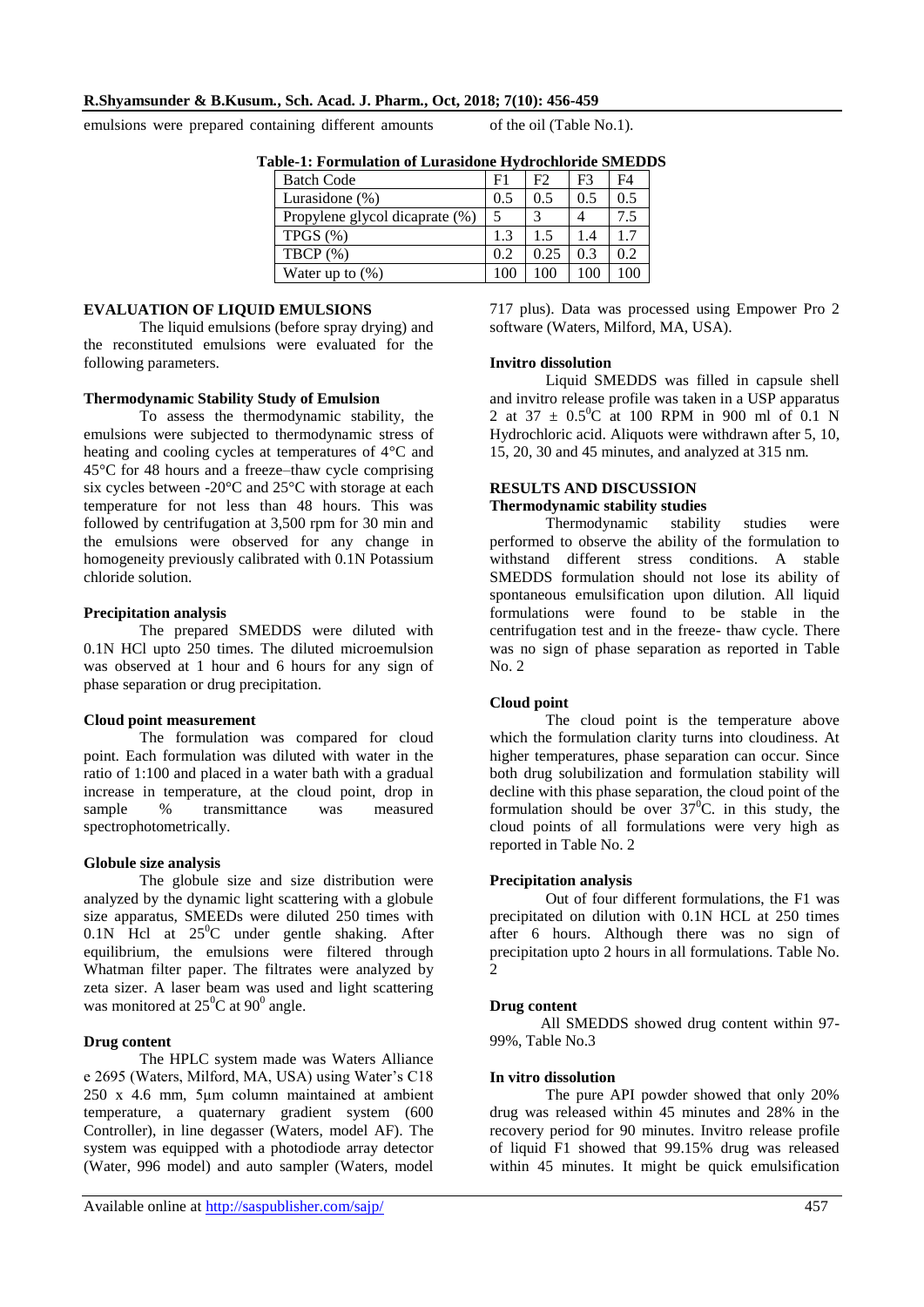emulsions were prepared containing different amounts of the oil (Table No.1).

**Table-1: Formulation of Lurasidone Hydrochloride SMEDDS**

| Batch Code | F1 | F2 | F3 | F4 |
|---|---|---|---|---|
| Lurasidone (%) | 0.5 | 0.5 | 0.5 | 0.5 |
| Propylene glycol dicaprate (%) | 5 | 3 | 4 | 7.5 |
| TPGS (%) | 1.3 | 1.5 | 1.4 | 1.7 |
| TBCP (%) | 0.2 | 0.25 | 0.3 | 0.2 |
| Water up to (%) | 100 | 100 | 100 | 100 |

## EVALUATION OF LIQUID EMULSIONS

The liquid emulsions (before spray drying) and the reconstituted emulsions were evaluated for the following parameters.

### Thermodynamic Stability Study of Emulsion

To assess the thermodynamic stability, the emulsions were subjected to thermodynamic stress of heating and cooling cycles at temperatures of 4°C and 45°C for 48 hours and a freeze–thaw cycle comprising six cycles between -20°C and 25°C with storage at each temperature for not less than 48 hours. This was followed by centrifugation at 3,500 rpm for 30 min and the emulsions were observed for any change in homogeneity previously calibrated with 0.1N Potassium chloride solution.

### Precipitation analysis

The prepared SMEDDS were diluted with 0.1N HCl upto 250 times. The diluted microemulsion was observed at 1 hour and 6 hours for any sign of phase separation or drug precipitation.

### Cloud point measurement

The formulation was compared for cloud point. Each formulation was diluted with water in the ratio of 1:100 and placed in a water bath with a gradual increase in temperature, at the cloud point, drop in sample % transmittance was measured spectrophotometrically.

### Globule size analysis

The globule size and size distribution were analyzed by the dynamic light scattering with a globule size apparatus, SMEEDs were diluted 250 times with 0.1N Hcl at $25^0$C under gentle shaking. After equilibrium, the emulsions were filtered through Whatman filter paper. The filtrates were analyzed by zeta sizer. A laser beam was used and light scattering was monitored at $25^0$C at $90^0$ angle.

### Drug content

The HPLC system made was Waters Alliance e 2695 (Waters, Milford, MA, USA) using Water's C18 250 x 4.6 mm, 5μm column maintained at ambient temperature, a quaternary gradient system (600 Controller), in line degasser (Waters, model AF). The system was equipped with a photodiode array detector (Water, 996 model) and auto sampler (Waters, model 717 plus). Data was processed using Empower Pro 2 software (Waters, Milford, MA, USA).

### Invitro dissolution

Liquid SMEDDS was filled in capsule shell and invitro release profile was taken in a USP apparatus 2 at 37 ± $0.5^0$C at 100 RPM in 900 ml of 0.1 N Hydrochloric acid. Aliquots were withdrawn after 5, 10, 15, 20, 30 and 45 minutes, and analyzed at 315 nm.

## RESULTS AND DISCUSSION

### Thermodynamic stability studies

Thermodynamic stability studies were performed to observe the ability of the formulation to withstand different stress conditions. A stable SMEDDS formulation should not lose its ability of spontaneous emulsification upon dilution. All liquid formulations were found to be stable in the centrifugation test and in the freeze- thaw cycle. There was no sign of phase separation as reported in Table No. 2

### Cloud point

The cloud point is the temperature above which the formulation clarity turns into cloudiness. At higher temperatures, phase separation can occur. Since both drug solubilization and formulation stability will decline with this phase separation, the cloud point of the formulation should be over $37^0$C. in this study, the cloud points of all formulations were very high as reported in Table No. 2

### Precipitation analysis

Out of four different formulations, the F1 was precipitated on dilution with 0.1N HCL at 250 times after 6 hours. Although there was no sign of precipitation upto 2 hours in all formulations. Table No. 2

### Drug content

All SMEDDS showed drug content within 97-99%, Table No.3

### In vitro dissolution

The pure API powder showed that only 20% drug was released within 45 minutes and 28% in the recovery period for 90 minutes. Invitro release profile of liquid F1 showed that 99.15% drug was released within 45 minutes. It might be quick emulsification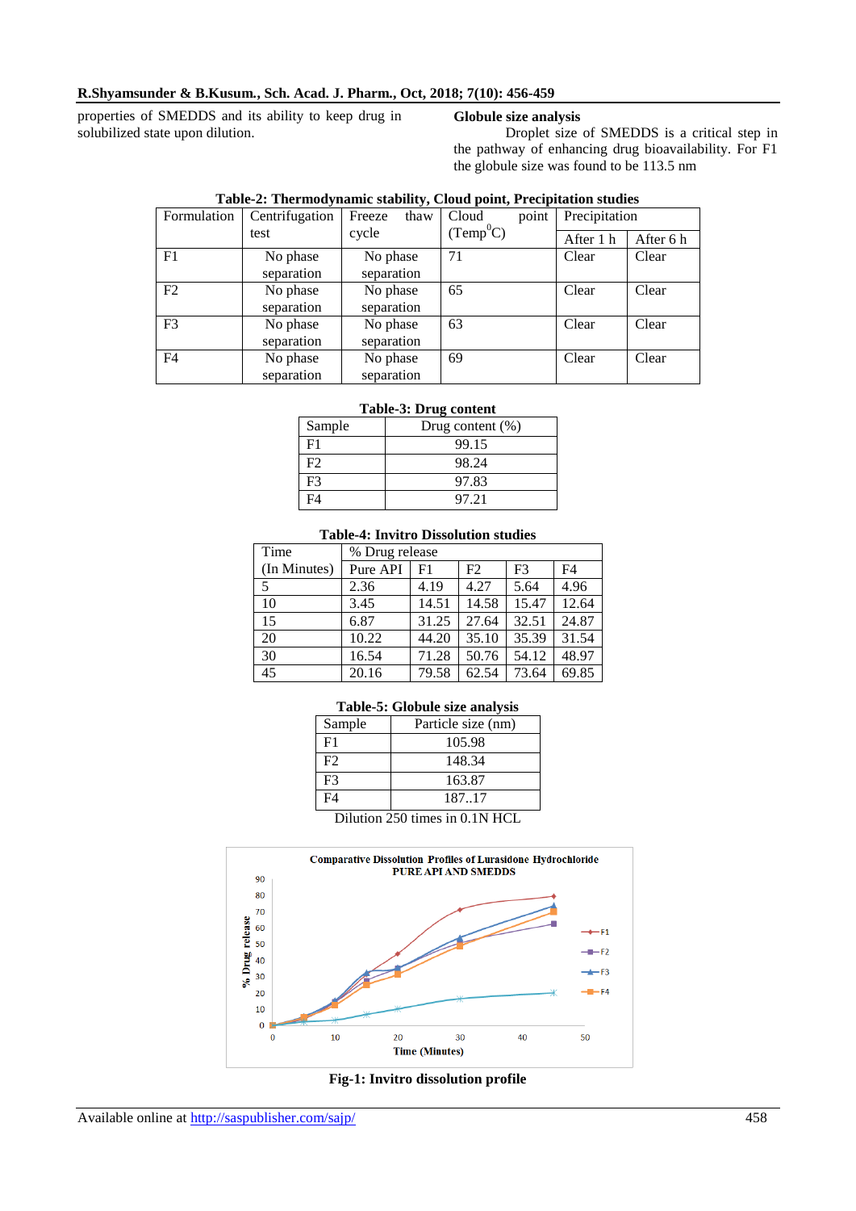properties of SMEDDS and its ability to keep drug in solubilized state upon dilution.

### Globule size analysis

Droplet size of SMEDDS is a critical step in the pathway of enhancing drug bioavailability. For F1 the globule size was found to be 113.5 nm

**Table-2: Thermodynamic stability, Cloud point, Precipitation studies**

| Formulation | Centrifugation test | Freeze thaw cycle | Cloud point (Temp $^0$C) | Precipitation | |
|---|---|---|---|---|---|
| | | | | After 1 h | After 6 h |
| F1 | No phase separation | No phase separation | 71 | Clear | Clear |
| F2 | No phase separation | No phase separation | 65 | Clear | Clear |
| F3 | No phase separation | No phase separation | 63 | Clear | Clear |
| F4 | No phase separation | No phase separation | 69 | Clear | Clear |

**Table-3: Drug content**

| Sample | Drug content (%) |
|---|---|
| F1 | 99.15 |
| F2 | 98.24 |
| F3 | 97.83 |
| F4 | 97.21 |

**Table-4: Invitro Dissolution studies**

| Time | % Drug release | | | | |
|---|---|---|---|---|---|
| (In Minutes) | Pure API | F1 | F2 | F3 | F4 |
| 5 | 2.36 | 4.19 | 4.27 | 5.64 | 4.96 |
| 10 | 3.45 | 14.51 | 14.58 | 15.47 | 12.64 |
| 15 | 6.87 | 31.25 | 27.64 | 32.51 | 24.87 |
| 20 | 10.22 | 44.20 | 35.10 | 35.39 | 31.54 |
| 30 | 16.54 | 71.28 | 50.76 | 54.12 | 48.97 |
| 45 | 20.16 | 79.58 | 62.54 | 73.64 | 69.85 |

**Table-5: Globule size analysis**

| Sample | Particle size (nm) |
|---|---|
| F1 | 105.98 |
| F2 | 148.34 |
| F3 | 163.87 |
| F4 | 187..17 |

Dilution 250 times in 0.1N HCL

**Fig-1: Invitro dissolution profile**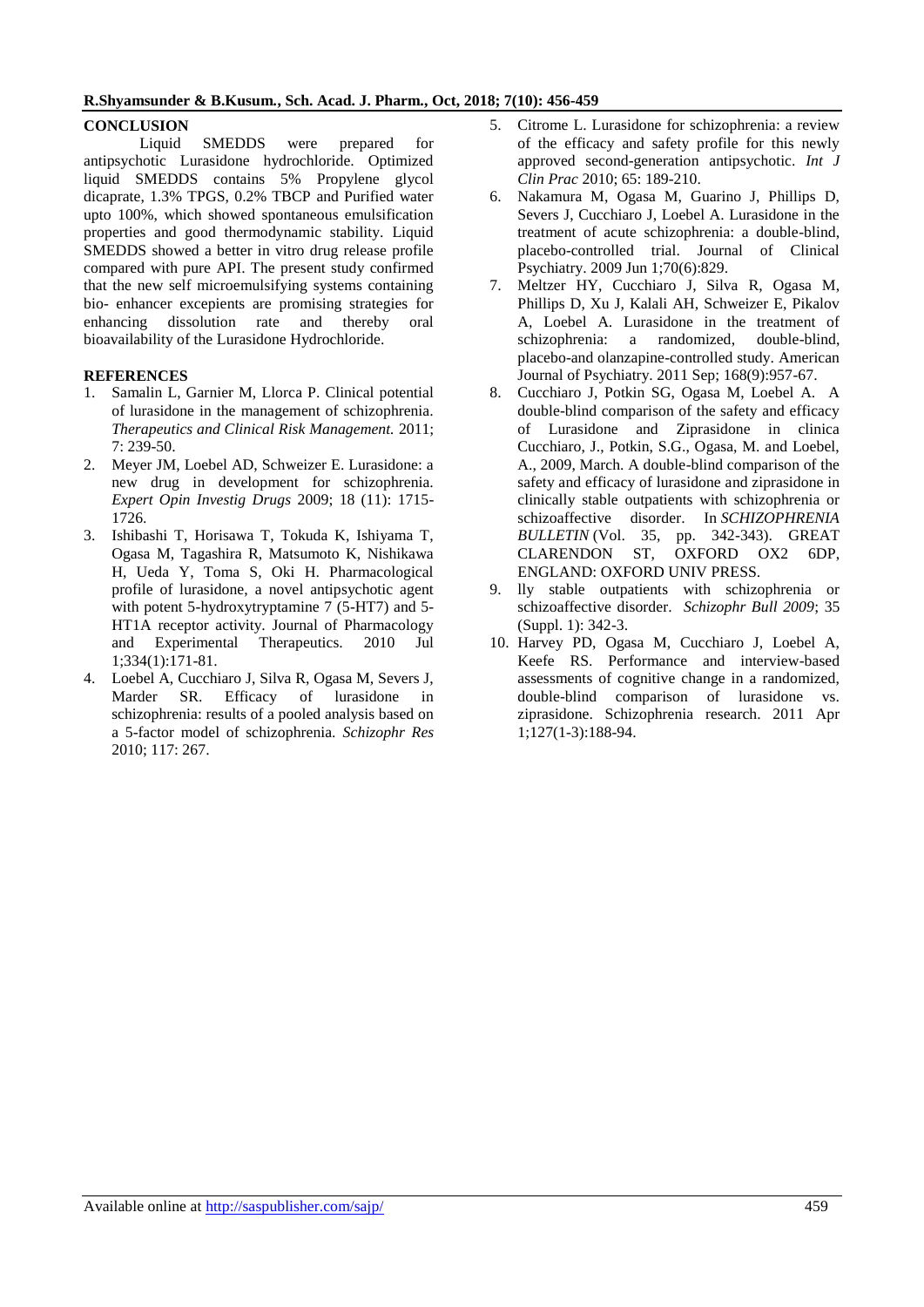## CONCLUSION

Liquid SMEDDS were prepared for antipsychotic Lurasidone hydrochloride. Optimized liquid SMEDDS contains 5% Propylene glycol dicaprate, 1.3% TPGS, 0.2% TBCP and Purified water upto 100%, which showed spontaneous emulsification properties and good thermodynamic stability. Liquid SMEDDS showed a better in vitro drug release profile compared with pure API. The present study confirmed that the new self microemulsifying systems containing bio- enhancer excepients are promising strategies for enhancing dissolution rate and thereby oral bioavailability of the Lurasidone Hydrochloride.

## REFERENCES

1. Samalin L, Garnier M, Llorca P. Clinical potential of lurasidone in the management of schizophrenia. *Therapeutics and Clinical Risk Management.* 2011; 7: 239-50.
2. Meyer JM, Loebel AD, Schweizer E. Lurasidone: a new drug in development for schizophrenia. *Expert Opin Investig Drugs* 2009; 18 (11): 1715-1726.
3. Ishibashi T, Horisawa T, Tokuda K, Ishiyama T, Ogasa M, Tagashira R, Matsumoto K, Nishikawa H, Ueda Y, Toma S, Oki H. Pharmacological profile of lurasidone, a novel antipsychotic agent with potent 5-hydroxytryptamine 7 (5-HT7) and 5-HT1A receptor activity. Journal of Pharmacology and Experimental Therapeutics. 2010 Jul 1;334(1):171-81.
4. Loebel A, Cucchiaro J, Silva R, Ogasa M, Severs J, Marder SR. Efficacy of lurasidone in schizophrenia: results of a pooled analysis based on a 5-factor model of schizophrenia. *Schizophr Res* 2010; 117: 267.
5. Citrome L. Lurasidone for schizophrenia: a review of the efficacy and safety profile for this newly approved second-generation antipsychotic. *Int J Clin Prac* 2010; 65: 189-210.
6. Nakamura M, Ogasa M, Guarino J, Phillips D, Severs J, Cucchiaro J, Loebel A. Lurasidone in the treatment of acute schizophrenia: a double-blind, placebo-controlled trial. Journal of Clinical Psychiatry. 2009 Jun 1;70(6):829.
7. Meltzer HY, Cucchiaro J, Silva R, Ogasa M, Phillips D, Xu J, Kalali AH, Schweizer E, Pikalov A, Loebel A. Lurasidone in the treatment of schizophrenia: a randomized, double-blind, placebo-and olanzapine-controlled study. American Journal of Psychiatry. 2011 Sep; 168(9):957-67.
8. Cucchiaro J, Potkin SG, Ogasa M, Loebel A. A double-blind comparison of the safety and efficacy of Lurasidone and Ziprasidone in clinica Cucchiaro, J., Potkin, S.G., Ogasa, M. and Loebel, A., 2009, March. A double-blind comparison of the safety and efficacy of lurasidone and ziprasidone in clinically stable outpatients with schizophrenia or schizoaffective disorder. In *SCHIZOPHRENIA BULLETIN* (Vol. 35, pp. 342-343). GREAT CLARENDON ST, OXFORD OX2 6DP, ENGLAND: OXFORD UNIV PRESS.
9. lly stable outpatients with schizophrenia or schizoaffective disorder. *Schizophr Bull 2009*; 35 (Suppl. 1): 342-3.
10. Harvey PD, Ogasa M, Cucchiaro J, Loebel A, Keefe RS. Performance and interview-based assessments of cognitive change in a randomized, double-blind comparison of lurasidone vs. ziprasidone. Schizophrenia research. 2011 Apr 1;127(1-3):188-94.